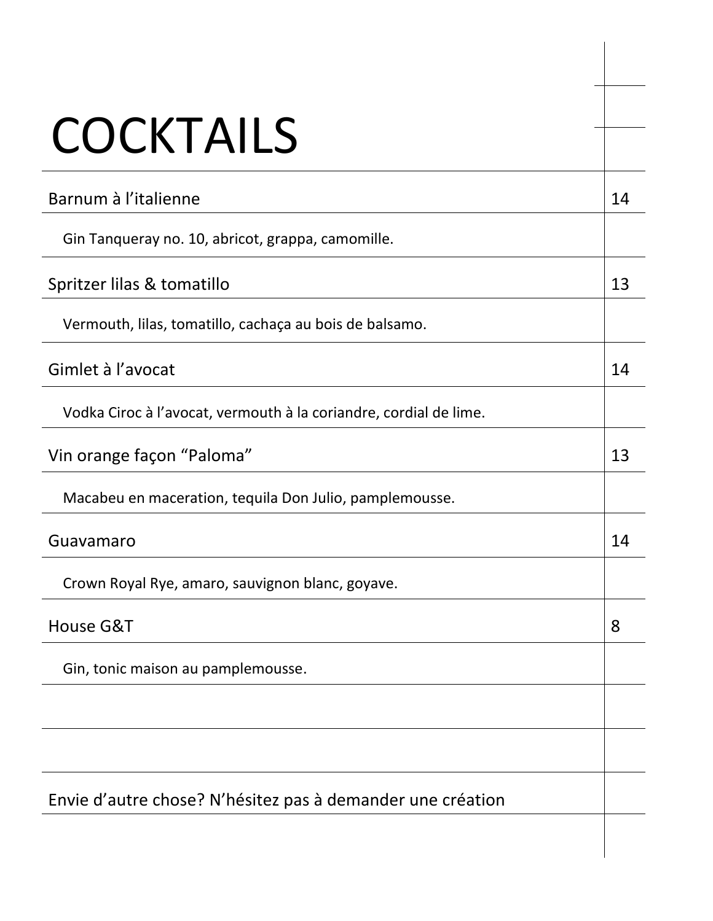# COCKTAILS

| Barnum à l'italienne | 14 |
|---|---|
| Gin Tanqueray no. 10, abricot, grappa, camomille. | |
| Spritzer lilas & tomatillo | 13 |
| Vermouth, lilas, tomatillo, cachaça au bois de balsamo. | |
| Gimlet à l'avocat | 14 |
| Vodka Ciroc à l'avocat, vermouth à la coriandre, cordial de lime. | |
| Vin orange façon "Paloma" | 13 |
| Macabeu en maceration, tequila Don Julio, pamplemousse. | |
| Guavamaro | 14 |
| Crown Royal Rye, amaro, sauvignon blanc, goyave. | |
| House G&T | 8 |
| Gin, tonic maison au pamplemousse. | |
| | |
| | |
| Envie d'autre chose? N'hésitez pas à demander une création | |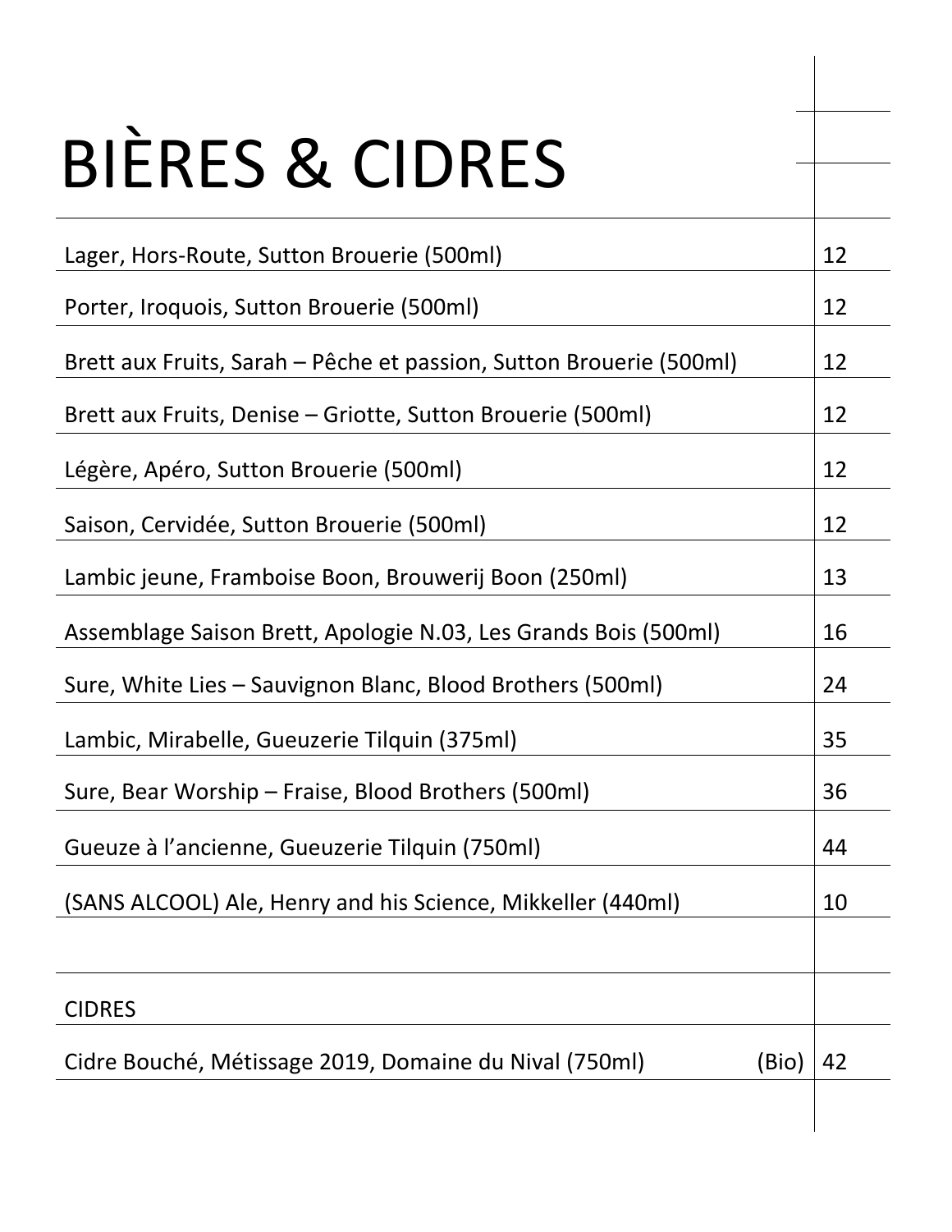# BIÈRES & CIDRES

| | |
|---|---|
| Lager, Hors-Route, Sutton Brouerie (500ml) | 12 |
| Porter, Iroquois, Sutton Brouerie (500ml) | 12 |
| Brett aux Fruits, Sarah – Pêche et passion, Sutton Brouerie (500ml) | 12 |
| Brett aux Fruits, Denise – Griotte, Sutton Brouerie (500ml) | 12 |
| Légère, Apéro, Sutton Brouerie (500ml) | 12 |
| Saison, Cervidée, Sutton Brouerie (500ml) | 12 |
| Lambic jeune, Framboise Boon, Brouwerij Boon (250ml) | 13 |
| Assemblage Saison Brett, Apologie N.03, Les Grands Bois (500ml) | 16 |
| Sure, White Lies – Sauvignon Blanc, Blood Brothers (500ml) | 24 |
| Lambic, Mirabelle, Gueuzerie Tilquin (375ml) | 35 |
| Sure, Bear Worship – Fraise, Blood Brothers (500ml) | 36 |
| Gueuze à l'ancienne, Gueuzerie Tilquin (750ml) | 44 |
| (SANS ALCOOL) Ale, Henry and his Science, Mikkeller (440ml) | 10 |
| | |
| CIDRES | |
| Cidre Bouché, Métissage 2019, Domaine du Nival (750ml) (Bio) | 42 |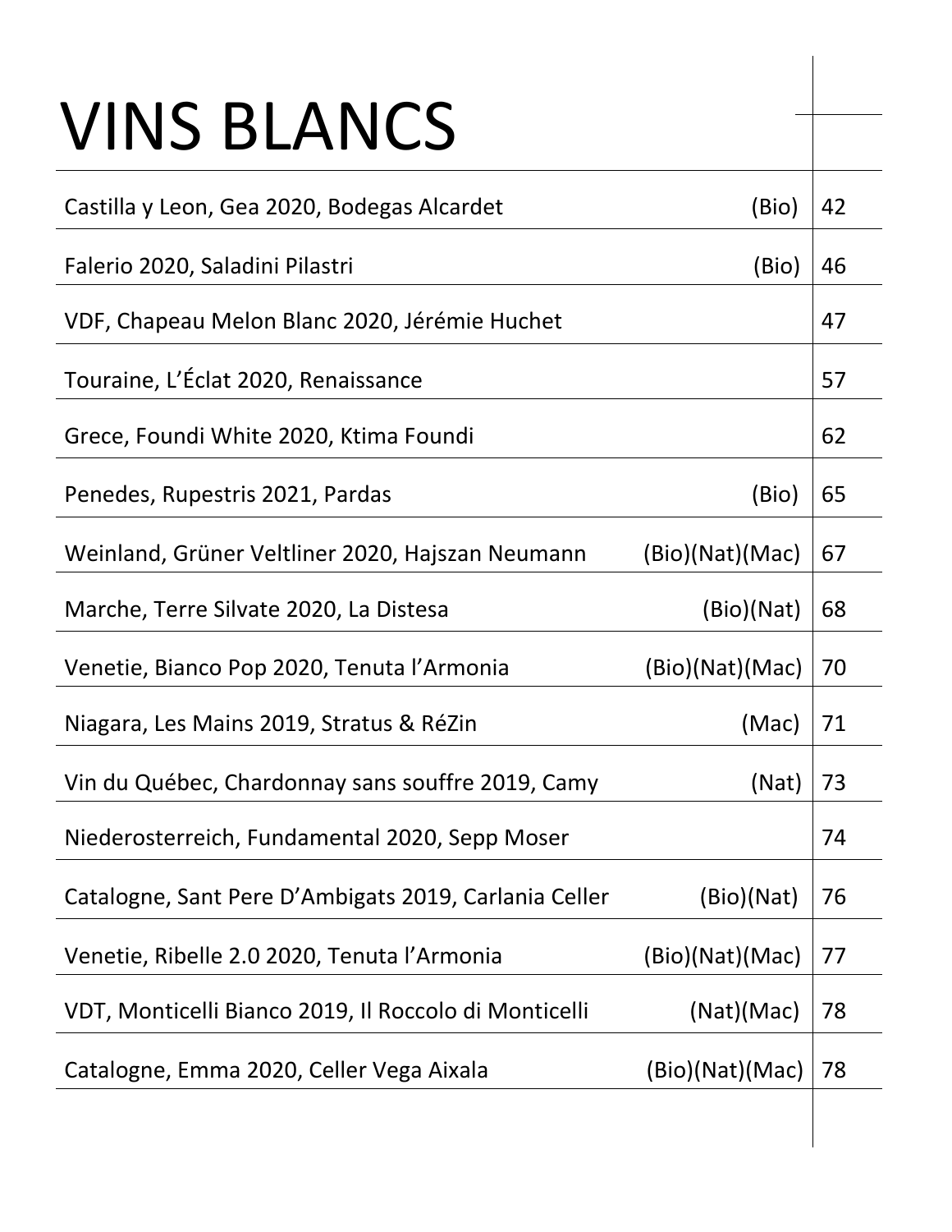# VINS BLANCS

| | | |
|---|---|---|
| Castilla y Leon, Gea 2020, Bodegas Alcardet | (Bio) | 42 |
| Falerio 2020, Saladini Pilastri | (Bio) | 46 |
| VDF, Chapeau Melon Blanc 2020, Jérémie Huchet | | 47 |
| Touraine, L'Éclat 2020, Renaissance | | 57 |
| Grece, Foundi White 2020, Ktima Foundi | | 62 |
| Penedes, Rupestris 2021, Pardas | (Bio) | 65 |
| Weinland, Grüner Veltliner 2020, Hajszan Neumann | (Bio)(Nat)(Mac) | 67 |
| Marche, Terre Silvate 2020, La Distesa | (Bio)(Nat) | 68 |
| Venetie, Bianco Pop 2020, Tenuta l'Armonia | (Bio)(Nat)(Mac) | 70 |
| Niagara, Les Mains 2019, Stratus & RéZin | (Mac) | 71 |
| Vin du Québec, Chardonnay sans souffre 2019, Camy | (Nat) | 73 |
| Niederosterreich, Fundamental 2020, Sepp Moser | | 74 |
| Catalogne, Sant Pere D'Ambigats 2019, Carlania Celler | (Bio)(Nat) | 76 |
| Venetie, Ribelle 2.0 2020, Tenuta l'Armonia | (Bio)(Nat)(Mac) | 77 |
| VDT, Monticelli Bianco 2019, Il Roccolo di Monticelli | (Nat)(Mac) | 78 |
| Catalogne, Emma 2020, Celler Vega Aixala | (Bio)(Nat)(Mac) | 78 |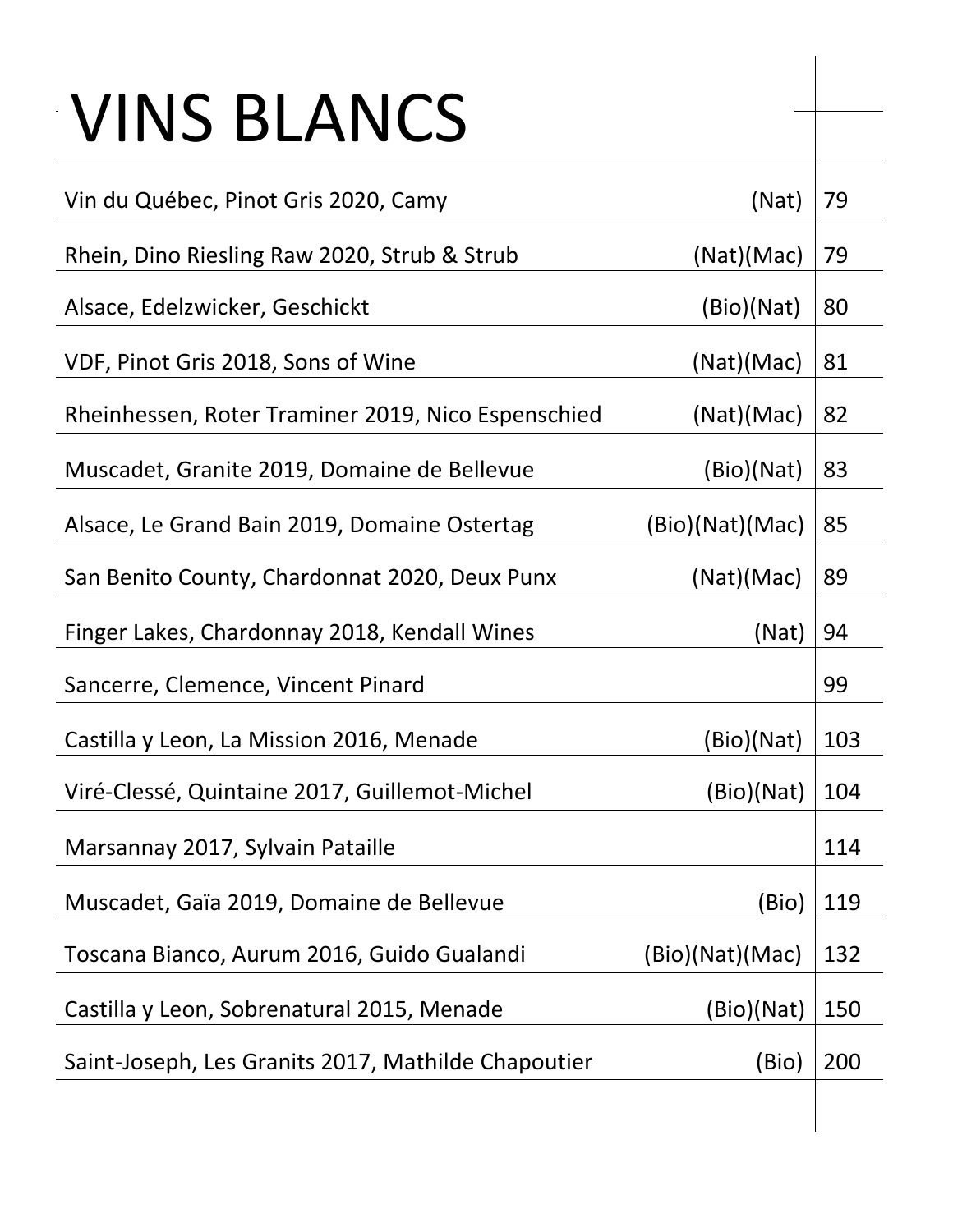# VINS BLANCS

| | | |
|---|---|---|
| Vin du Québec, Pinot Gris 2020, Camy | (Nat) | 79 |
| Rhein, Dino Riesling Raw 2020, Strub & Strub | (Nat)(Mac) | 79 |
| Alsace, Edelzwicker, Geschickt | (Bio)(Nat) | 80 |
| VDF, Pinot Gris 2018, Sons of Wine | (Nat)(Mac) | 81 |
| Rheinhessen, Roter Traminer 2019, Nico Espenschied | (Nat)(Mac) | 82 |
| Muscadet, Granite 2019, Domaine de Bellevue | (Bio)(Nat) | 83 |
| Alsace, Le Grand Bain 2019, Domaine Ostertag | (Bio)(Nat)(Mac) | 85 |
| San Benito County, Chardonnat 2020, Deux Punx | (Nat)(Mac) | 89 |
| Finger Lakes, Chardonnay 2018, Kendall Wines | (Nat) | 94 |
| Sancerre, Clemence, Vincent Pinard | | 99 |
| Castilla y Leon, La Mission 2016, Menade | (Bio)(Nat) | 103 |
| Viré-Clessé, Quintaine 2017, Guillemot-Michel | (Bio)(Nat) | 104 |
| Marsannay 2017, Sylvain Pataille | | 114 |
| Muscadet, Gaïa 2019, Domaine de Bellevue | (Bio) | 119 |
| Toscana Bianco, Aurum 2016, Guido Gualandi | (Bio)(Nat)(Mac) | 132 |
| Castilla y Leon, Sobrenatural 2015, Menade | (Bio)(Nat) | 150 |
| Saint-Joseph, Les Granits 2017, Mathilde Chapoutier | (Bio) | 200 |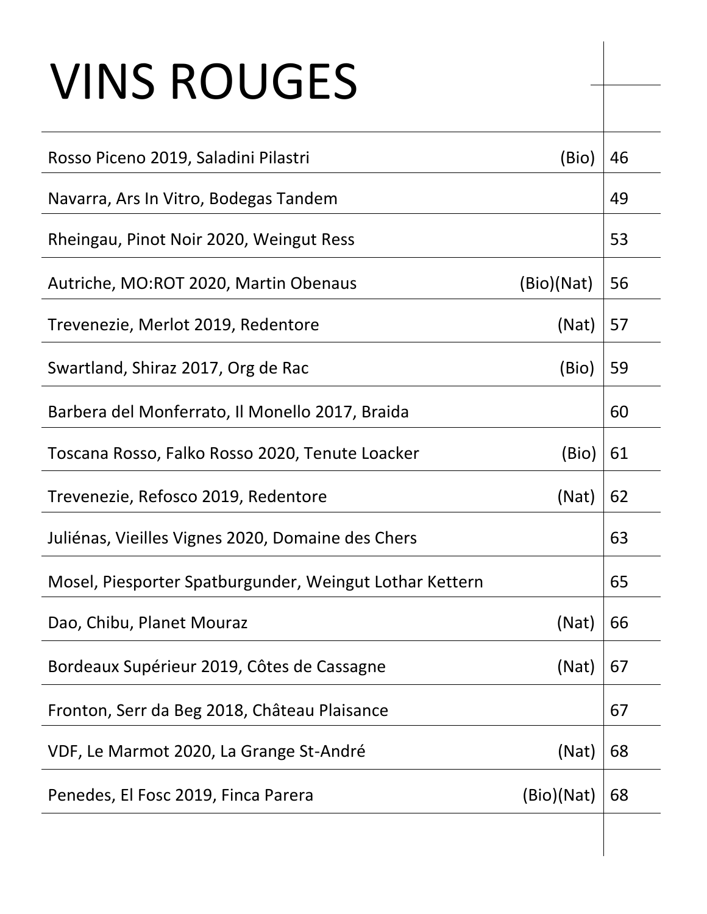# VINS ROUGES

| | | |
|---|---|---|
| Rosso Piceno 2019, Saladini Pilastri | (Bio) | 46 |
| Navarra, Ars In Vitro, Bodegas Tandem | | 49 |
| Rheingau, Pinot Noir 2020, Weingut Ress | | 53 |
| Autriche, MO:ROT 2020, Martin Obenaus | (Bio)(Nat) | 56 |
| Trevenezie, Merlot 2019, Redentore | (Nat) | 57 |
| Swartland, Shiraz 2017, Org de Rac | (Bio) | 59 |
| Barbera del Monferrato, Il Monello 2017, Braida | | 60 |
| Toscana Rosso, Falko Rosso 2020, Tenute Loacker | (Bio) | 61 |
| Trevenezie, Refosco 2019, Redentore | (Nat) | 62 |
| Juliénas, Vieilles Vignes 2020, Domaine des Chers | | 63 |
| Mosel, Piesporter Spatburgunder, Weingut Lothar Kettern | | 65 |
| Dao, Chibu, Planet Mouraz | (Nat) | 66 |
| Bordeaux Supérieur 2019, Côtes de Cassagne | (Nat) | 67 |
| Fronton, Serr da Beg 2018, Château Plaisance | | 67 |
| VDF, Le Marmot 2020, La Grange St-André | (Nat) | 68 |
| Penedes, El Fosc 2019, Finca Parera | (Bio)(Nat) | 68 |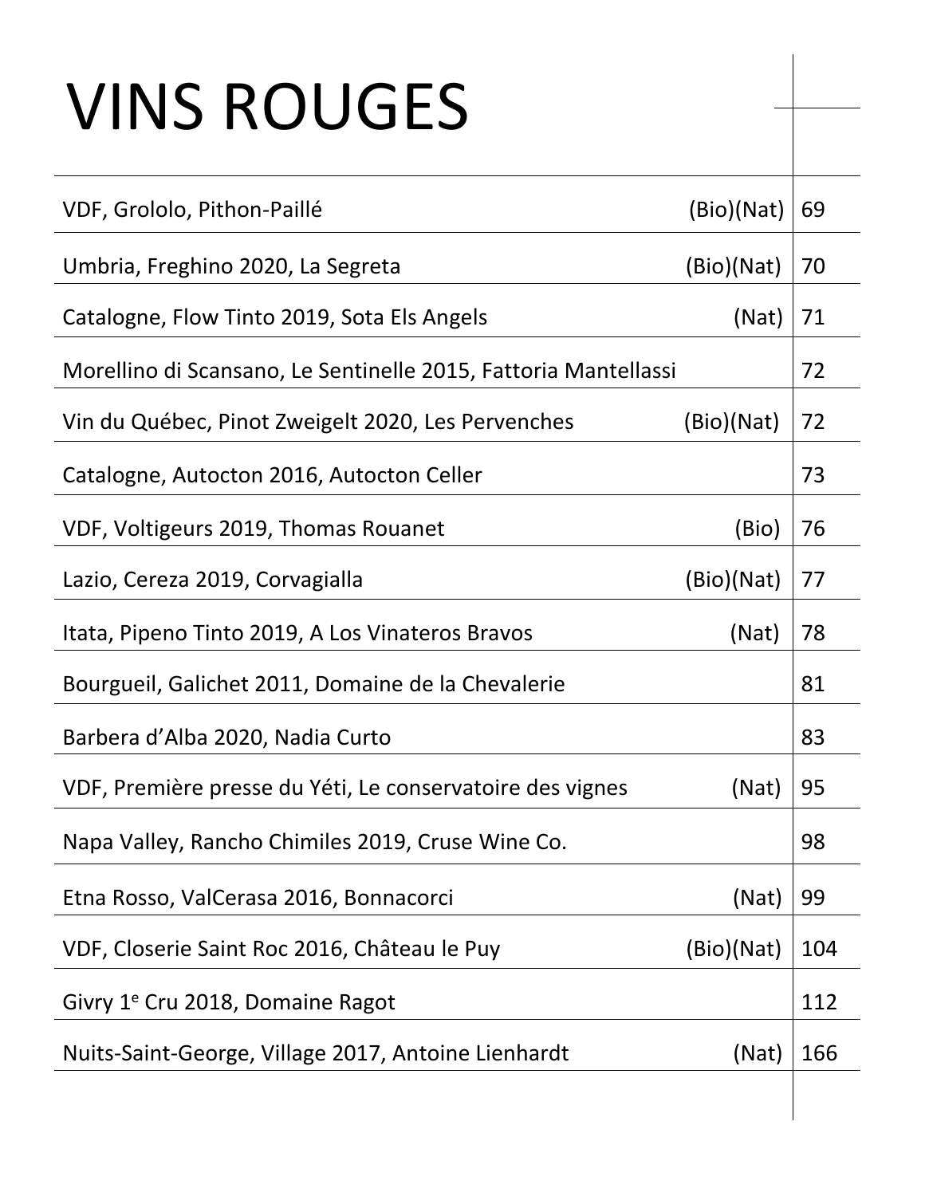# VINS ROUGES

| | | |
|---|---|---|
| VDF, Grololo, Pithon-Paillé | (Bio)(Nat) | 69 |
| Umbria, Freghino 2020, La Segreta | (Bio)(Nat) | 70 |
| Catalogne, Flow Tinto 2019, Sota Els Angels | (Nat) | 71 |
| Morellino di Scansano, Le Sentinelle 2015, Fattoria Mantellassi | | 72 |
| Vin du Québec, Pinot Zweigelt 2020, Les Pervenches | (Bio)(Nat) | 72 |
| Catalogne, Autocton 2016, Autocton Celler | | 73 |
| VDF, Voltigeurs 2019, Thomas Rouanet | (Bio) | 76 |
| Lazio, Cereza 2019, Corvagialla | (Bio)(Nat) | 77 |
| Itata, Pipeno Tinto 2019, A Los Vinateros Bravos | (Nat) | 78 |
| Bourgueil, Galichet 2011, Domaine de la Chevalerie | | 81 |
| Barbera d'Alba 2020, Nadia Curto | | 83 |
| VDF, Première presse du Yéti, Le conservatoire des vignes | (Nat) | 95 |
| Napa Valley, Rancho Chimiles 2019, Cruse Wine Co. | | 98 |
| Etna Rosso, ValCerasa 2016, Bonnacorci | (Nat) | 99 |
| VDF, Closerie Saint Roc 2016, Château le Puy | (Bio)(Nat) | 104 |
| Givry 1e Cru 2018, Domaine Ragot | | 112 |
| Nuits-Saint-George, Village 2017, Antoine Lienhardt | (Nat) | 166 |